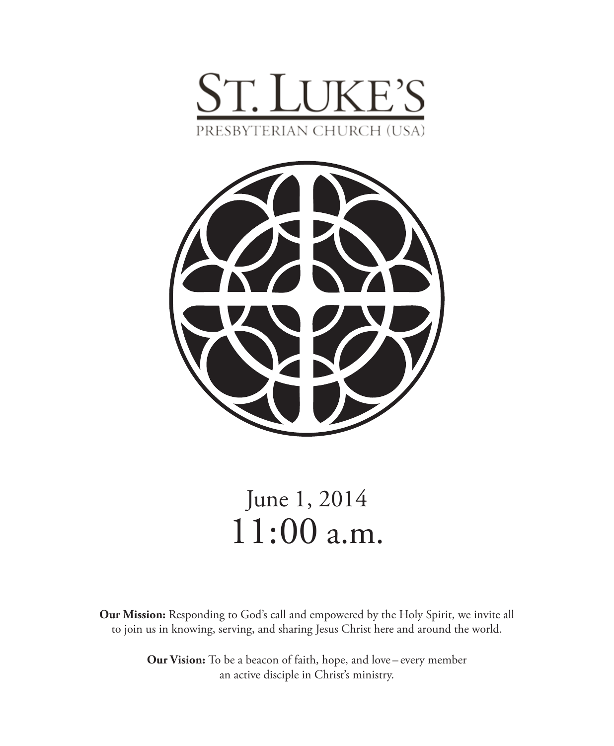# ST. LUKE'S

PRESBYTERIAN CHURCH (USA)

June 1, 2014

11:00 a.m.

**Our Mission:** Responding to God's call and empowered by the Holy Spirit, we invite all to join us in knowing, serving, and sharing Jesus Christ here and around the world.

**Our Vision:** To be a beacon of faith, hope, and love – every member an active disciple in Christ's ministry.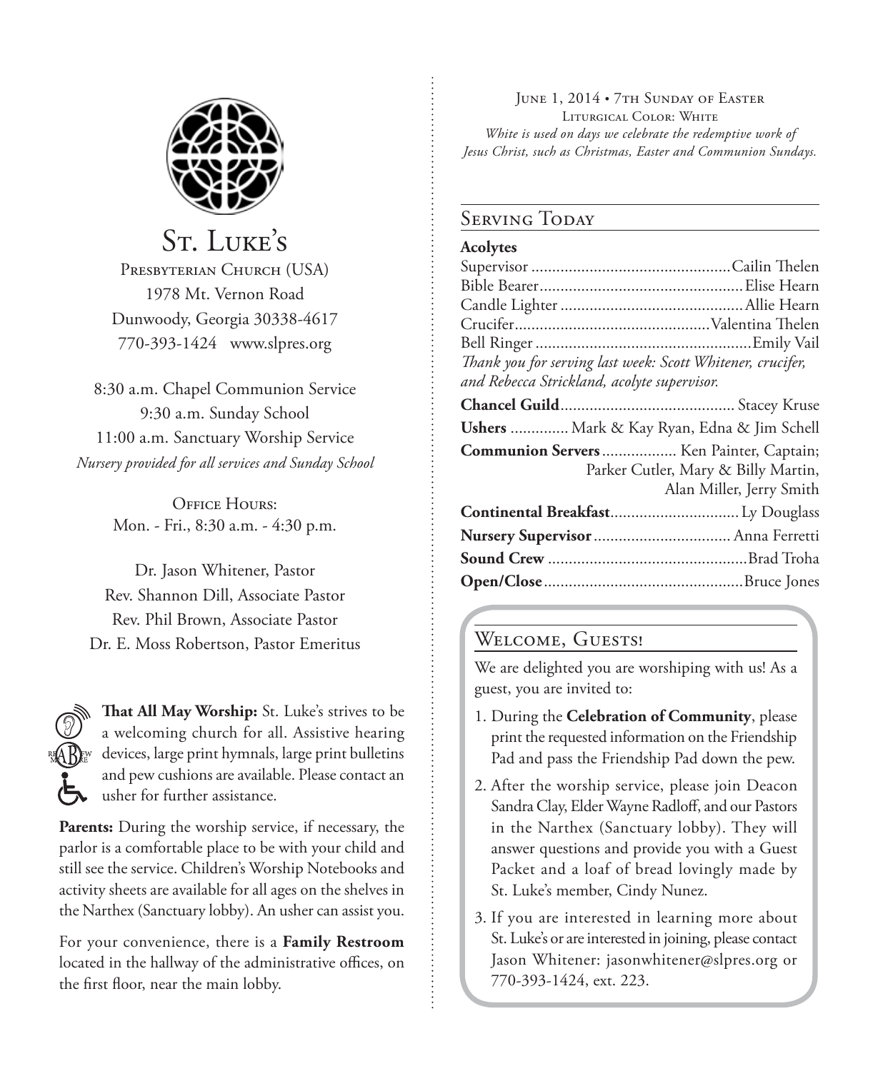# St. Luke's

Presbyterian Church (USA)
1978 Mt. Vernon Road
Dunwoody, Georgia 30338-4617
770-393-1424 www.slpres.org

8:30 a.m. Chapel Communion Service
9:30 a.m. Sunday School
11:00 a.m. Sanctuary Worship Service
*Nursery provided for all services and Sunday School*

Office Hours:
Mon. - Fri., 8:30 a.m. - 4:30 p.m.

Dr. Jason Whitener, Pastor
Rev. Shannon Dill, Associate Pastor
Rev. Phil Brown, Associate Pastor
Dr. E. Moss Robertson, Pastor Emeritus

**That All May Worship:** St. Luke's strives to be a welcoming church for all. Assistive hearing devices, large print hymnals, large print bulletins and pew cushions are available. Please contact an usher for further assistance.

**Parents:** During the worship service, if necessary, the parlor is a comfortable place to be with your child and still see the service. Children's Worship Notebooks and activity sheets are available for all ages on the shelves in the Narthex (Sanctuary lobby). An usher can assist you.

For your convenience, there is a **Family Restroom** located in the hallway of the administrative offices, on the first floor, near the main lobby.

June 1, 2014 • 7th Sunday of Easter
Liturgical Color: White
*White is used on days we celebrate the redemptive work of Jesus Christ, such as Christmas, Easter and Communion Sundays.*

## Serving Today

**Acolytes**
Supervisor ................ Cailin Thelen
Bible Bearer ................ Elise Hearn
Candle Lighter ................ Allie Hearn
Crucifer ................ Valentina Thelen
Bell Ringer ................ Emily Vail
*Thank you for serving last week: Scott Whitener, crucifer, and Rebecca Strickland, acolyte supervisor.*

**Chancel Guild** ................ Stacey Kruse
**Ushers** ................ Mark & Kay Ryan, Edna & Jim Schell
**Communion Servers** ................ Ken Painter, Captain; Parker Cutler, Mary & Billy Martin, Alan Miller, Jerry Smith
**Continental Breakfast** ................ Ly Douglass
**Nursery Supervisor** ................ Anna Ferretti
**Sound Crew** ................ Brad Troha
**Open/Close** ................ Bruce Jones

## Welcome, Guests!

We are delighted you are worshiping with us! As a guest, you are invited to:

1. During the **Celebration of Community**, please print the requested information on the Friendship Pad and pass the Friendship Pad down the pew.
2. After the worship service, please join Deacon Sandra Clay, Elder Wayne Radloff, and our Pastors in the Narthex (Sanctuary lobby). They will answer questions and provide you with a Guest Packet and a loaf of bread lovingly made by St. Luke's member, Cindy Nunez.
3. If you are interested in learning more about St. Luke's or are interested in joining, please contact Jason Whitener: jasonwhitener@slpres.org or 770-393-1424, ext. 223.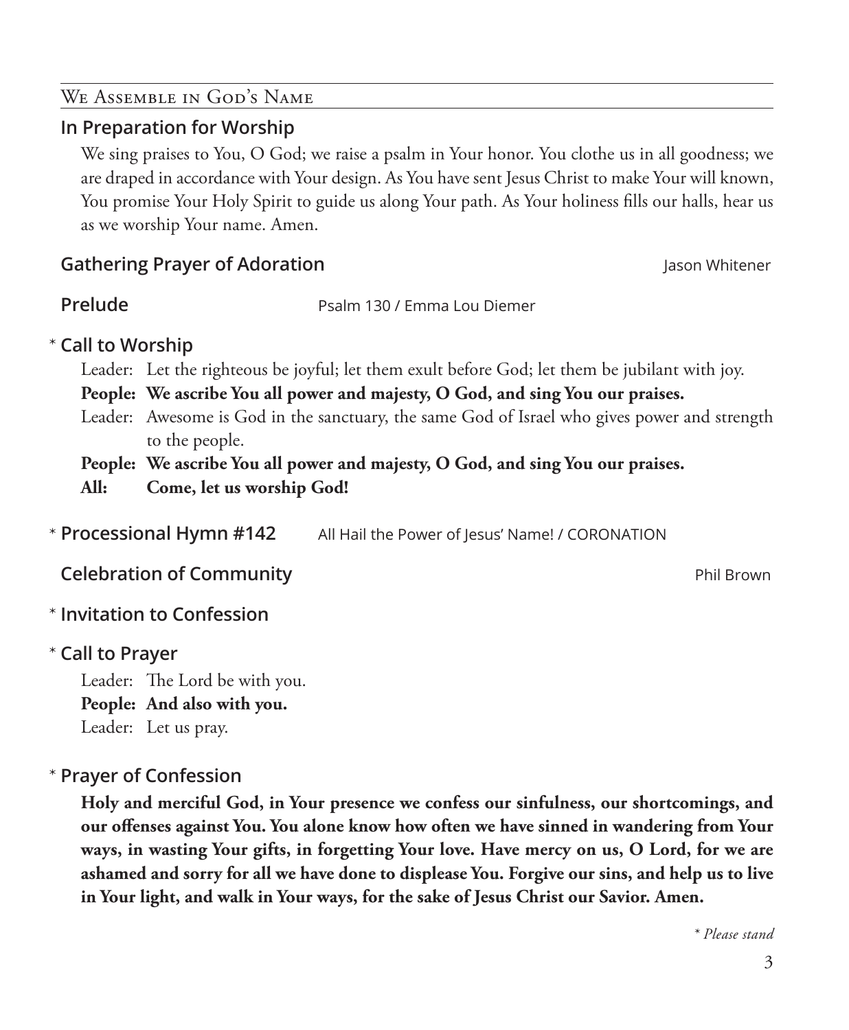## We Assemble in God's Name

### In Preparation for Worship

We sing praises to You, O God; we raise a psalm in Your honor. You clothe us in all goodness; we are draped in accordance with Your design. As You have sent Jesus Christ to make Your will known, You promise Your Holy Spirit to guide us along Your path. As Your holiness fills our halls, hear us as we worship Your name. Amen.

### Gathering Prayer of Adoration — Jason Whitener

### Prelude — Psalm 130 / Emma Lou Diemer

### * Call to Worship

Leader: Let the righteous be joyful; let them exult before God; let them be jubilant with joy.

**People: We ascribe You all power and majesty, O God, and sing You our praises.**

Leader: Awesome is God in the sanctuary, the same God of Israel who gives power and strength to the people.

**People: We ascribe You all power and majesty, O God, and sing You our praises.**

**All: Come, let us worship God!**

### * Processional Hymn #142 — All Hail the Power of Jesus' Name! / CORONATION

### Celebration of Community — Phil Brown

### * Invitation to Confession

### * Call to Prayer

Leader: The Lord be with you.

**People: And also with you.**

Leader: Let us pray.

### * Prayer of Confession

**Holy and merciful God, in Your presence we confess our sinfulness, our shortcomings, and our offenses against You. You alone know how often we have sinned in wandering from Your ways, in wasting Your gifts, in forgetting Your love. Have mercy on us, O Lord, for we are ashamed and sorry for all we have done to displease You. Forgive our sins, and help us to live in Your light, and walk in Your ways, for the sake of Jesus Christ our Savior. Amen.**

*\* Please stand*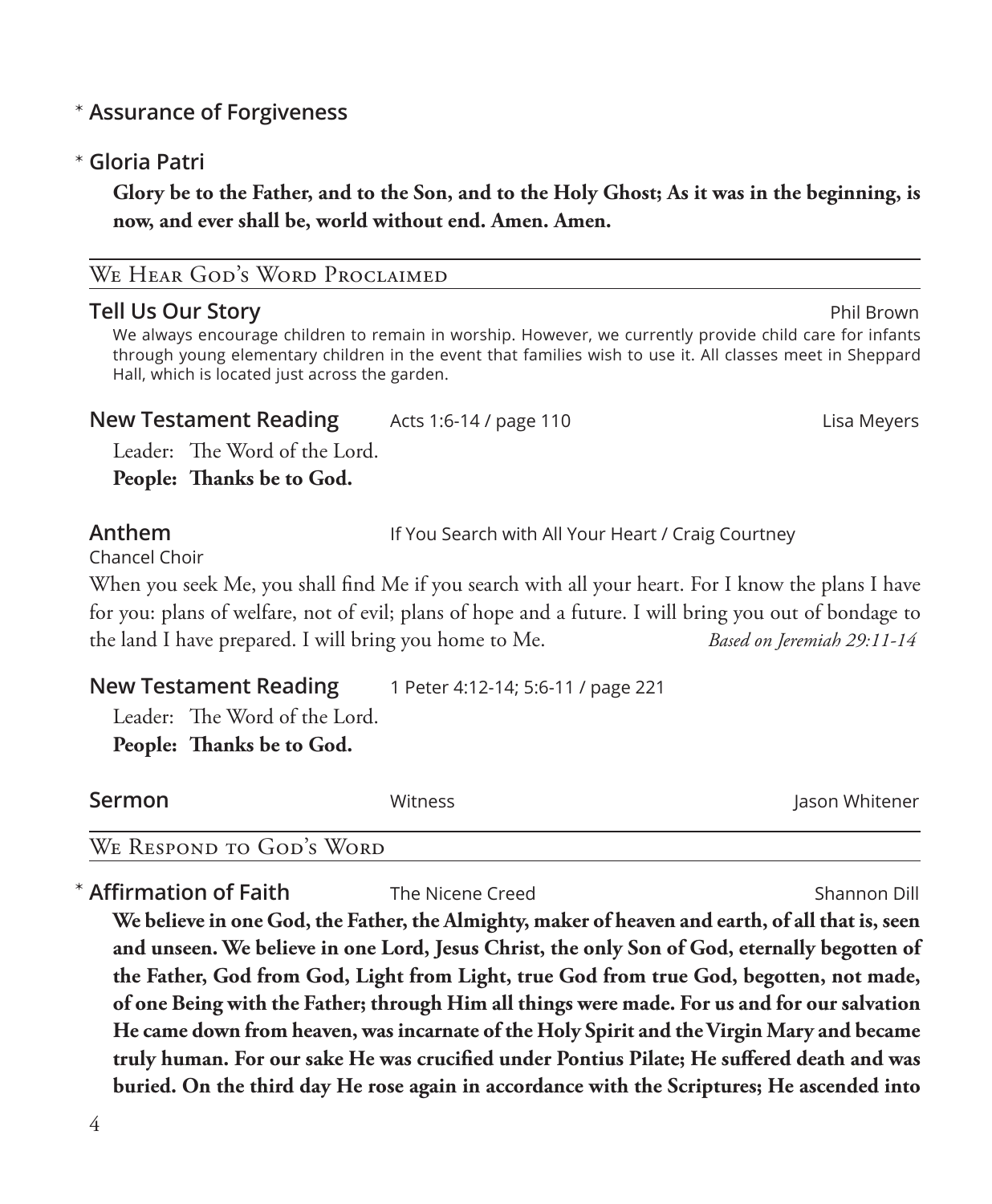\* **Assurance of Forgiveness**

\* **Gloria Patri**

**Glory be to the Father, and to the Son, and to the Holy Ghost; As it was in the beginning, is now, and ever shall be, world without end. Amen. Amen.**

## We Hear God's Word Proclaimed

**Tell Us Our Story** — Phil Brown

We always encourage children to remain in worship. However, we currently provide child care for infants through young elementary children in the event that families wish to use it. All classes meet in Sheppard Hall, which is located just across the garden.

**New Testament Reading** — Acts 1:6-14 / page 110 — Lisa Meyers

Leader: The Word of the Lord.
**People: Thanks be to God.**

**Anthem** — If You Search with All Your Heart / Craig Courtney

Chancel Choir

When you seek Me, you shall find Me if you search with all your heart. For I know the plans I have for you: plans of welfare, not of evil; plans of hope and a future. I will bring you out of bondage to the land I have prepared. I will bring you home to Me. *Based on Jeremiah 29:11-14*

**New Testament Reading** — 1 Peter 4:12-14; 5:6-11 / page 221

Leader: The Word of the Lord.
**People: Thanks be to God.**

**Sermon** — Witness — Jason Whitener

## We Respond to God's Word

\* **Affirmation of Faith** — The Nicene Creed — Shannon Dill

**We believe in one God, the Father, the Almighty, maker of heaven and earth, of all that is, seen and unseen. We believe in one Lord, Jesus Christ, the only Son of God, eternally begotten of the Father, God from God, Light from Light, true God from true God, begotten, not made, of one Being with the Father; through Him all things were made. For us and for our salvation He came down from heaven, was incarnate of the Holy Spirit and the Virgin Mary and became truly human. For our sake He was crucified under Pontius Pilate; He suffered death and was buried. On the third day He rose again in accordance with the Scriptures; He ascended into**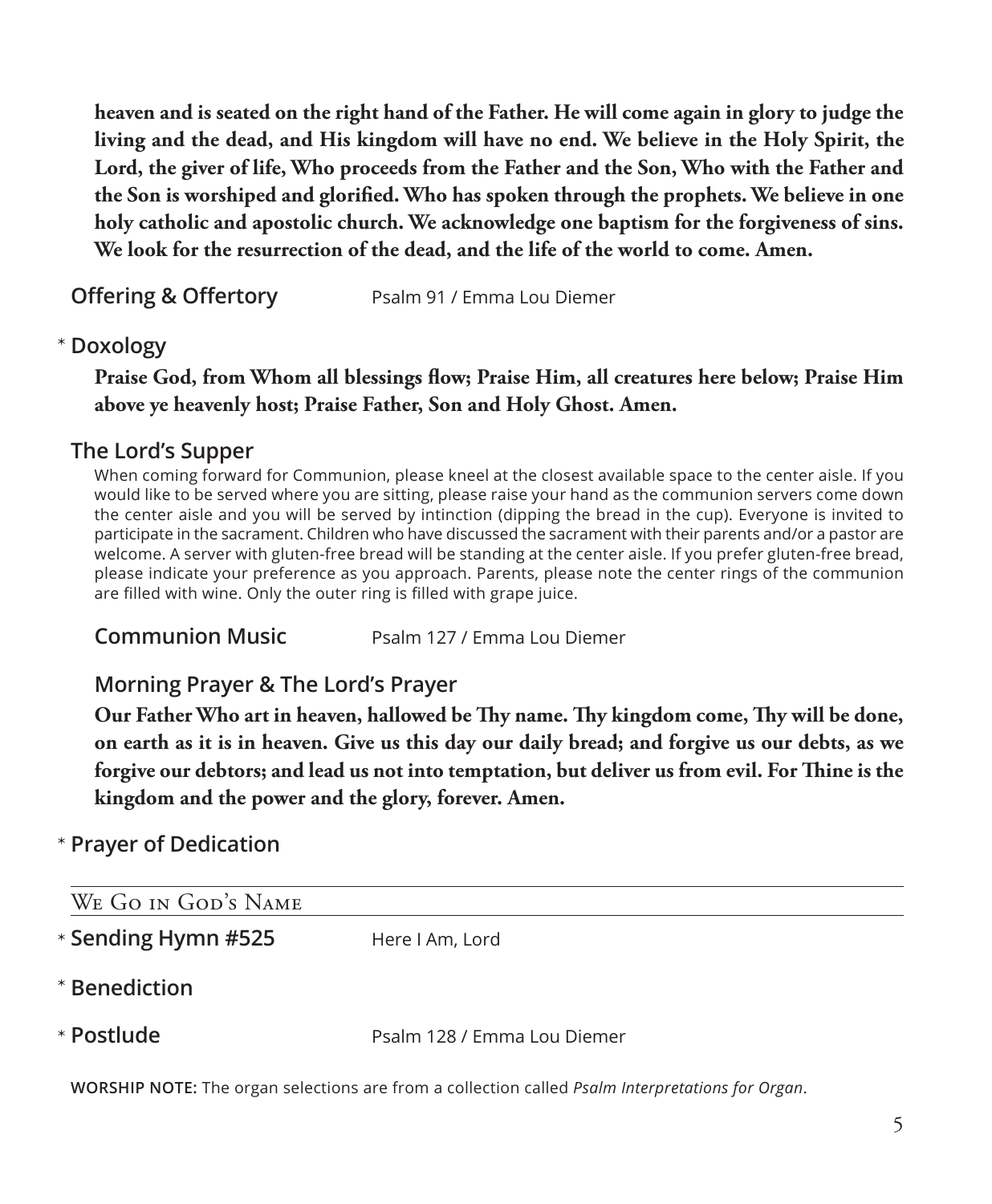**heaven and is seated on the right hand of the Father. He will come again in glory to judge the living and the dead, and His kingdom will have no end. We believe in the Holy Spirit, the Lord, the giver of life, Who proceeds from the Father and the Son, Who with the Father and the Son is worshiped and glorified. Who has spoken through the prophets. We believe in one holy catholic and apostolic church. We acknowledge one baptism for the forgiveness of sins. We look for the resurrection of the dead, and the life of the world to come. Amen.**

**Offering & Offertory** Psalm 91 / Emma Lou Diemer

\* **Doxology**

**Praise God, from Whom all blessings flow; Praise Him, all creatures here below; Praise Him above ye heavenly host; Praise Father, Son and Holy Ghost. Amen.**

**The Lord's Supper**

When coming forward for Communion, please kneel at the closest available space to the center aisle. If you would like to be served where you are sitting, please raise your hand as the communion servers come down the center aisle and you will be served by intinction (dipping the bread in the cup). Everyone is invited to participate in the sacrament. Children who have discussed the sacrament with their parents and/or a pastor are welcome. A server with gluten-free bread will be standing at the center aisle. If you prefer gluten-free bread, please indicate your preference as you approach. Parents, please note the center rings of the communion are filled with wine. Only the outer ring is filled with grape juice.

**Communion Music** Psalm 127 / Emma Lou Diemer

**Morning Prayer & The Lord's Prayer**

**Our Father Who art in heaven, hallowed be Thy name. Thy kingdom come, Thy will be done, on earth as it is in heaven. Give us this day our daily bread; and forgive us our debts, as we forgive our debtors; and lead us not into temptation, but deliver us from evil. For Thine is the kingdom and the power and the glory, forever. Amen.**

\* **Prayer of Dedication**

## We Go in God's Name

\* **Sending Hymn #525** Here I Am, Lord

\* **Benediction**

\* **Postlude** Psalm 128 / Emma Lou Diemer

**WORSHIP NOTE:** The organ selections are from a collection called *Psalm Interpretations for Organ*.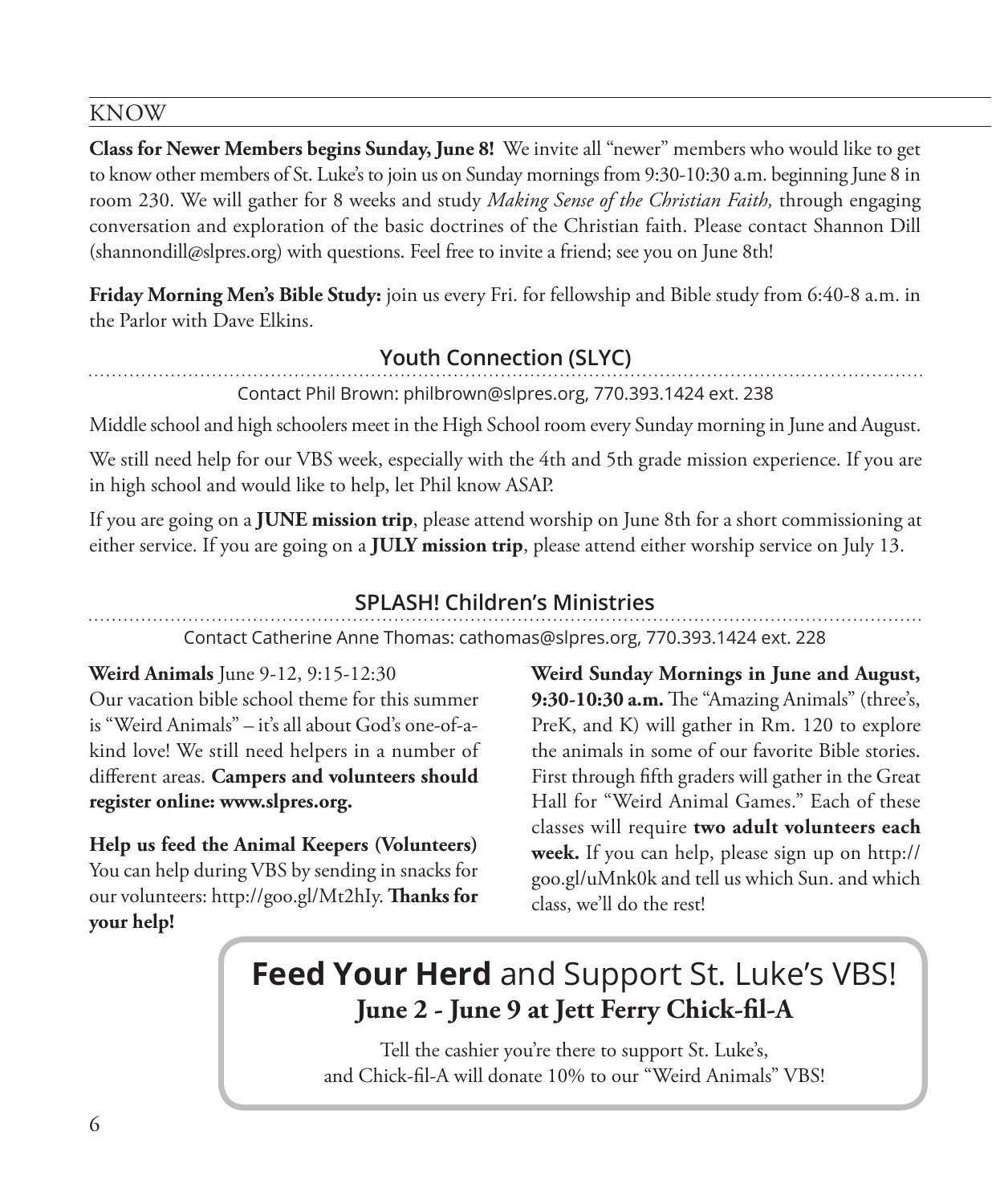## KNOW

**Class for Newer Members begins Sunday, June 8!** We invite all "newer" members who would like to get to know other members of St. Luke's to join us on Sunday mornings from 9:30-10:30 a.m. beginning June 8 in room 230. We will gather for 8 weeks and study *Making Sense of the Christian Faith,* through engaging conversation and exploration of the basic doctrines of the Christian faith. Please contact Shannon Dill (shannondill@slpres.org) with questions. Feel free to invite a friend; see you on June 8th!

**Friday Morning Men's Bible Study:** join us every Fri. for fellowship and Bible study from 6:40-8 a.m. in the Parlor with Dave Elkins.

### Youth Connection (SLYC)

Contact Phil Brown: philbrown@slpres.org, 770.393.1424 ext. 238

Middle school and high schoolers meet in the High School room every Sunday morning in June and August.

We still need help for our VBS week, especially with the 4th and 5th grade mission experience. If you are in high school and would like to help, let Phil know ASAP.

If you are going on a **JUNE mission trip**, please attend worship on June 8th for a short commissioning at either service. If you are going on a **JULY mission trip**, please attend either worship service on July 13.

### SPLASH! Children's Ministries

Contact Catherine Anne Thomas: cathomas@slpres.org, 770.393.1424 ext. 228

**Weird Animals** June 9-12, 9:15-12:30
Our vacation bible school theme for this summer is "Weird Animals" – it's all about God's one-of-a-kind love! We still need helpers in a number of different areas. **Campers and volunteers should register online: www.slpres.org.**

**Help us feed the Animal Keepers (Volunteers)** You can help during VBS by sending in snacks for our volunteers: http://goo.gl/Mt2hIy. **Thanks for your help!**

**Weird Sunday Mornings in June and August, 9:30-10:30 a.m.** The "Amazing Animals" (three's, PreK, and K) will gather in Rm. 120 to explore the animals in some of our favorite Bible stories. First through fifth graders will gather in the Great Hall for "Weird Animal Games." Each of these classes will require **two adult volunteers each week.** If you can help, please sign up on http://goo.gl/uMnk0k and tell us which Sun. and which class, we'll do the rest!

## **Feed Your Herd** and Support St. Luke's VBS!

**June 2 - June 9 at Jett Ferry Chick-fil-A**

Tell the cashier you're there to support St. Luke's, and Chick-fil-A will donate 10% to our "Weird Animals" VBS!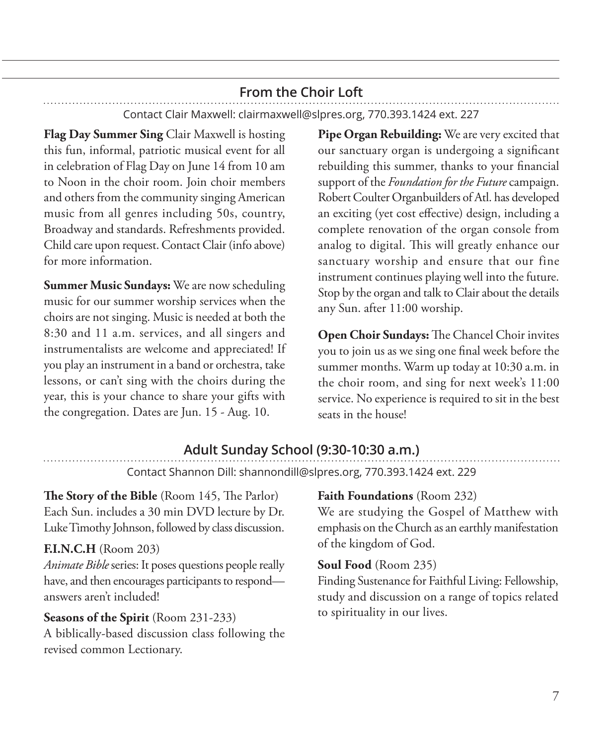## From the Choir Loft

Contact Clair Maxwell: clairmaxwell@slpres.org, 770.393.1424 ext. 227

**Flag Day Summer Sing** Clair Maxwell is hosting this fun, informal, patriotic musical event for all in celebration of Flag Day on June 14 from 10 am to Noon in the choir room. Join choir members and others from the community singing American music from all genres including 50s, country, Broadway and standards. Refreshments provided. Child care upon request. Contact Clair (info above) for more information.

**Summer Music Sundays:** We are now scheduling music for our summer worship services when the choirs are not singing. Music is needed at both the 8:30 and 11 a.m. services, and all singers and instrumentalists are welcome and appreciated! If you play an instrument in a band or orchestra, take lessons, or can't sing with the choirs during the year, this is your chance to share your gifts with the congregation. Dates are Jun. 15 - Aug. 10.

**Pipe Organ Rebuilding:** We are very excited that our sanctuary organ is undergoing a significant rebuilding this summer, thanks to your financial support of the *Foundation for the Future* campaign. Robert Coulter Organbuilders of Atl. has developed an exciting (yet cost effective) design, including a complete renovation of the organ console from analog to digital. This will greatly enhance our sanctuary worship and ensure that our fine instrument continues playing well into the future. Stop by the organ and talk to Clair about the details any Sun. after 11:00 worship.

**Open Choir Sundays:** The Chancel Choir invites you to join us as we sing one final week before the summer months. Warm up today at 10:30 a.m. in the choir room, and sing for next week's 11:00 service. No experience is required to sit in the best seats in the house!

## Adult Sunday School (9:30-10:30 a.m.)

Contact Shannon Dill: shannondill@slpres.org, 770.393.1424 ext. 229

**The Story of the Bible** (Room 145, The Parlor)
Each Sun. includes a 30 min DVD lecture by Dr. Luke Timothy Johnson, followed by class discussion.

**F.I.N.C.H** (Room 203)
*Animate Bible* series: It poses questions people really have, and then encourages participants to respond—answers aren't included!

**Seasons of the Spirit** (Room 231-233)
A biblically-based discussion class following the revised common Lectionary.

**Faith Foundations** (Room 232)
We are studying the Gospel of Matthew with emphasis on the Church as an earthly manifestation of the kingdom of God.

**Soul Food** (Room 235)
Finding Sustenance for Faithful Living: Fellowship, study and discussion on a range of topics related to spirituality in our lives.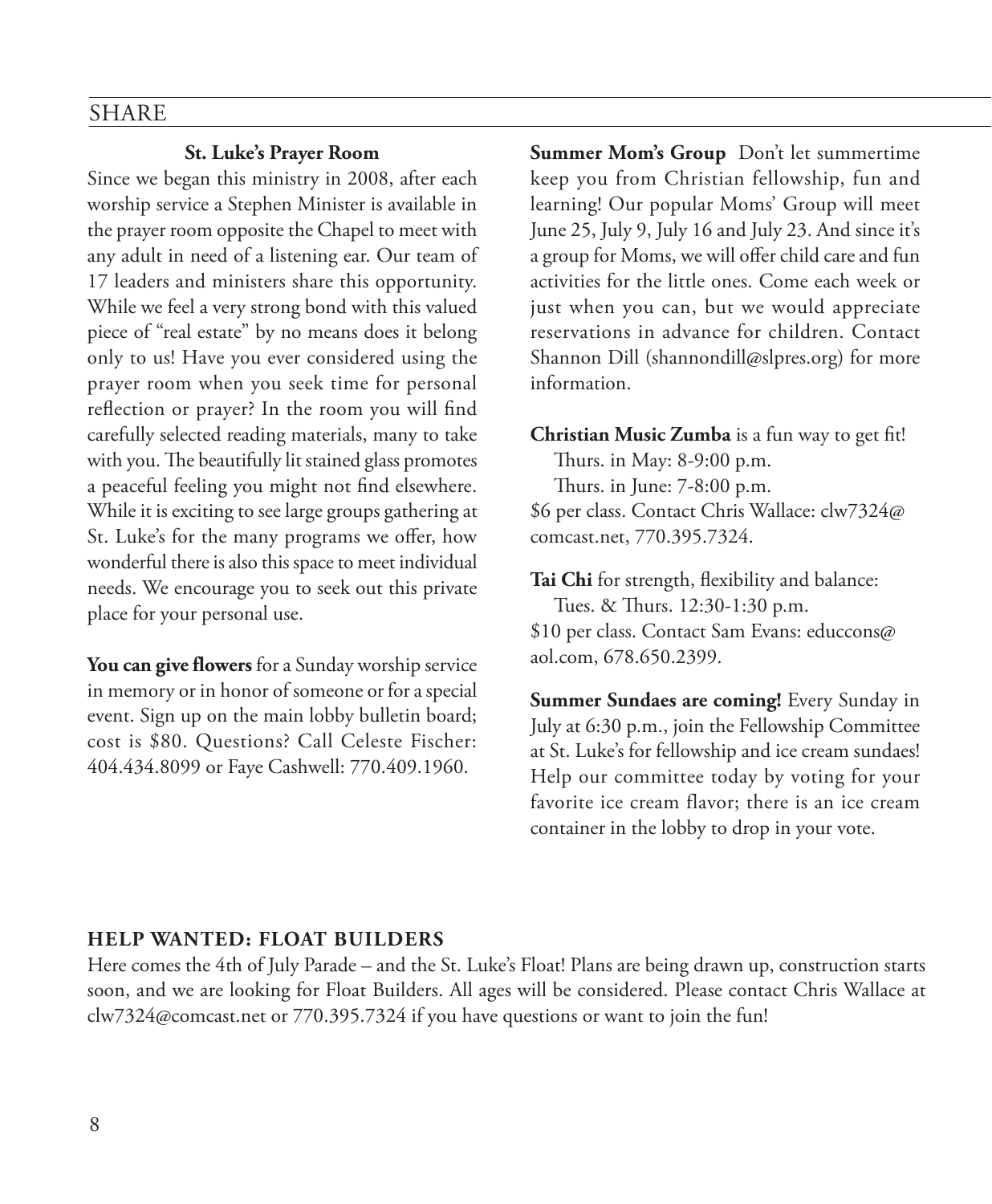## SHARE

### St. Luke's Prayer Room

Since we began this ministry in 2008, after each worship service a Stephen Minister is available in the prayer room opposite the Chapel to meet with any adult in need of a listening ear. Our team of 17 leaders and ministers share this opportunity. While we feel a very strong bond with this valued piece of "real estate" by no means does it belong only to us! Have you ever considered using the prayer room when you seek time for personal reflection or prayer? In the room you will find carefully selected reading materials, many to take with you. The beautifully lit stained glass promotes a peaceful feeling you might not find elsewhere. While it is exciting to see large groups gathering at St. Luke's for the many programs we offer, how wonderful there is also this space to meet individual needs. We encourage you to seek out this private place for your personal use.

**You can give flowers** for a Sunday worship service in memory or in honor of someone or for a special event. Sign up on the main lobby bulletin board; cost is $80. Questions? Call Celeste Fischer: 404.434.8099 or Faye Cashwell: 770.409.1960.

**Summer Mom's Group** Don't let summertime keep you from Christian fellowship, fun and learning! Our popular Moms' Group will meet June 25, July 9, July 16 and July 23. And since it's a group for Moms, we will offer child care and fun activities for the little ones. Come each week or just when you can, but we would appreciate reservations in advance for children. Contact Shannon Dill (shannondill@slpres.org) for more information.

**Christian Music Zumba** is a fun way to get fit!
Thurs. in May: 8-9:00 p.m.
Thurs. in June: 7-8:00 p.m.
$6 per class. Contact Chris Wallace: clw7324@comcast.net, 770.395.7324.

**Tai Chi** for strength, flexibility and balance:
Tues. & Thurs. 12:30-1:30 p.m.
$10 per class. Contact Sam Evans: educcons@aol.com, 678.650.2399.

**Summer Sundaes are coming!** Every Sunday in July at 6:30 p.m., join the Fellowship Committee at St. Luke's for fellowship and ice cream sundaes! Help our committee today by voting for your favorite ice cream flavor; there is an ice cream container in the lobby to drop in your vote.

### HELP WANTED: FLOAT BUILDERS

Here comes the 4th of July Parade – and the St. Luke's Float! Plans are being drawn up, construction starts soon, and we are looking for Float Builders. All ages will be considered. Please contact Chris Wallace at clw7324@comcast.net or 770.395.7324 if you have questions or want to join the fun!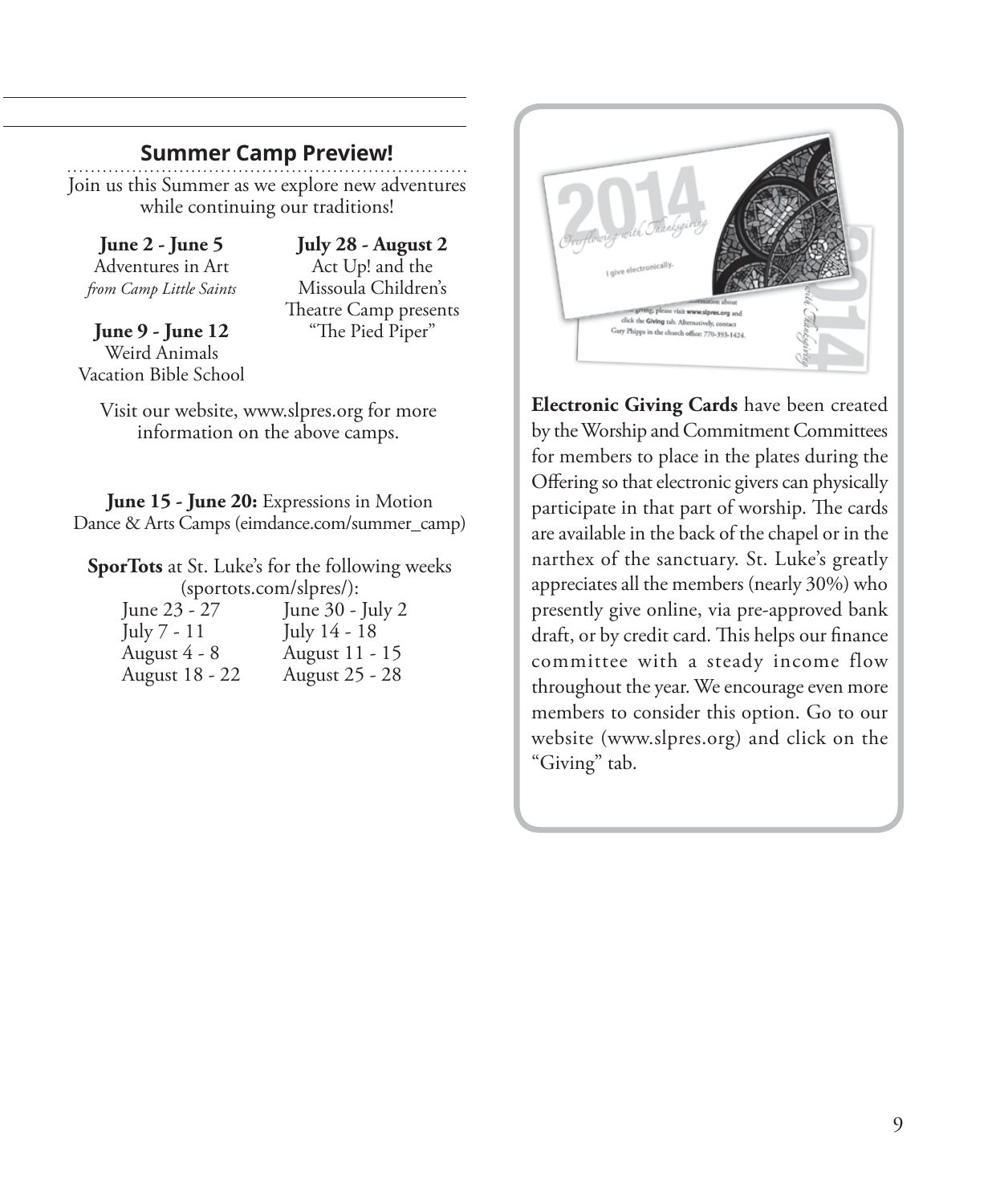## Summary Camp Preview!

Join us this Summer as we explore new adventures while continuing our traditions!

**June 2 - June 5**
Adventures in Art
*from Camp Little Saints*

**June 9 - June 12**
Weird Animals
Vacation Bible School

**July 28 - August 2**
Act Up! and the
Missoula Children's
Theatre Camp presents
"The Pied Piper"

Visit our website, www.slpres.org for more information on the above camps.

**June 15 - June 20:** Expressions in Motion Dance & Arts Camps (eimdance.com/summer_camp)

**SporTots** at St. Luke's for the following weeks (sportots.com/slpres/):

| | |
|---|---|
| June 23 - 27 | June 30 - July 2 |
| July 7 - 11 | July 14 - 18 |
| August 4 - 8 | August 11 - 15 |
| August 18 - 22 | August 25 - 28 |

**Electronic Giving Cards** have been created by the Worship and Commitment Committees for members to place in the plates during the Offering so that electronic givers can physically participate in that part of worship. The cards are available in the back of the chapel or in the narthex of the sanctuary. St. Luke's greatly appreciates all the members (nearly 30%) who presently give online, via pre-approved bank draft, or by credit card. This helps our finance committee with a steady income flow throughout the year. We encourage even more members to consider this option. Go to our website (www.slpres.org) and click on the "Giving" tab.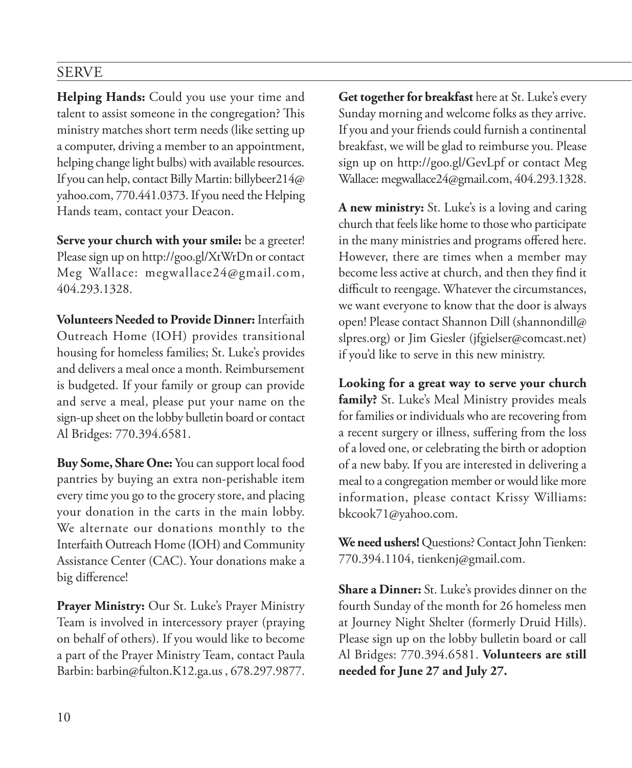## SERVE

**Helping Hands:** Could you use your time and talent to assist someone in the congregation? This ministry matches short term needs (like setting up a computer, driving a member to an appointment, helping change light bulbs) with available resources. If you can help, contact Billy Martin: billybeer214@yahoo.com, 770.441.0373. If you need the Helping Hands team, contact your Deacon.

**Serve your church with your smile:** be a greeter! Please sign up on http://goo.gl/XtWrDn or contact Meg Wallace: megwallace24@gmail.com, 404.293.1328.

**Volunteers Needed to Provide Dinner:** Interfaith Outreach Home (IOH) provides transitional housing for homeless families; St. Luke's provides and delivers a meal once a month. Reimbursement is budgeted. If your family or group can provide and serve a meal, please put your name on the sign-up sheet on the lobby bulletin board or contact Al Bridges: 770.394.6581.

**Buy Some, Share One:** You can support local food pantries by buying an extra non-perishable item every time you go to the grocery store, and placing your donation in the carts in the main lobby. We alternate our donations monthly to the Interfaith Outreach Home (IOH) and Community Assistance Center (CAC). Your donations make a big difference!

**Prayer Ministry:** Our St. Luke's Prayer Ministry Team is involved in intercessory prayer (praying on behalf of others). If you would like to become a part of the Prayer Ministry Team, contact Paula Barbin: barbin@fulton.K12.ga.us , 678.297.9877.

**Get together for breakfast** here at St. Luke's every Sunday morning and welcome folks as they arrive. If you and your friends could furnish a continental breakfast, we will be glad to reimburse you. Please sign up on http://goo.gl/GevLpf or contact Meg Wallace: megwallace24@gmail.com, 404.293.1328.

**A new ministry:** St. Luke's is a loving and caring church that feels like home to those who participate in the many ministries and programs offered here. However, there are times when a member may become less active at church, and then they find it difficult to reengage. Whatever the circumstances, we want everyone to know that the door is always open! Please contact Shannon Dill (shannondill@slpres.org) or Jim Giesler (jfgielser@comcast.net) if you'd like to serve in this new ministry.

**Looking for a great way to serve your church family?** St. Luke's Meal Ministry provides meals for families or individuals who are recovering from a recent surgery or illness, suffering from the loss of a loved one, or celebrating the birth or adoption of a new baby. If you are interested in delivering a meal to a congregation member or would like more information, please contact Krissy Williams: bkcook71@yahoo.com.

**We need ushers!** Questions? Contact John Tienken: 770.394.1104, tienkenj@gmail.com.

**Share a Dinner:** St. Luke's provides dinner on the fourth Sunday of the month for 26 homeless men at Journey Night Shelter (formerly Druid Hills). Please sign up on the lobby bulletin board or call Al Bridges: 770.394.6581. **Volunteers are still needed for June 27 and July 27.**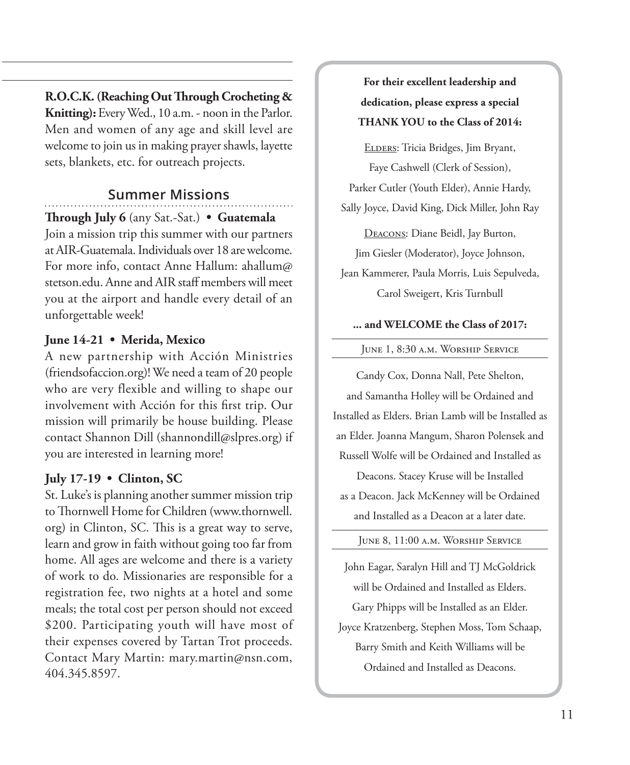**R.O.C.K. (Reaching Out Through Crocheting & Knitting):** Every Wed., 10 a.m. - noon in the Parlor. Men and women of any age and skill level are welcome to join us in making prayer shawls, layette sets, blankets, etc. for outreach projects.

## Summer Missions

**Through July 6** (any Sat.-Sat.) • **Guatemala**
Join a mission trip this summer with our partners at AIR-Guatemala. Individuals over 18 are welcome. For more info, contact Anne Hallum: ahallum@stetson.edu. Anne and AIR staff members will meet you at the airport and handle every detail of an unforgettable week!

**June 14-21 • Merida, Mexico**
A new partnership with Acción Ministries (friendsofaccion.org)! We need a team of 20 people who are very flexible and willing to shape our involvement with Acción for this first trip. Our mission will primarily be house building. Please contact Shannon Dill (shannondill@slpres.org) if you are interested in learning more!

**July 17-19 • Clinton, SC**
St. Luke's is planning another summer mission trip to Thornwell Home for Children (www.thornwell.org) in Clinton, SC. This is a great way to serve, learn and grow in faith without going too far from home. All ages are welcome and there is a variety of work to do. Missionaries are responsible for a registration fee, two nights at a hotel and some meals; the total cost per person should not exceed $200. Participating youth will have most of their expenses covered by Tartan Trot proceeds. Contact Mary Martin: mary.martin@nsn.com, 404.345.8597.

**For their excellent leadership and dedication, please express a special THANK YOU to the Class of 2014:**

Elders: Tricia Bridges, Jim Bryant, Faye Cashwell (Clerk of Session), Parker Cutler (Youth Elder), Annie Hardy, Sally Joyce, David King, Dick Miller, John Ray

Deacons: Diane Beidl, Jay Burton, Jim Giesler (Moderator), Joyce Johnson, Jean Kammerer, Paula Morris, Luis Sepulveda, Carol Sweigert, Kris Turnbull

**... and WELCOME the Class of 2017:**

June 1, 8:30 a.m. Worship Service

Candy Cox, Donna Nall, Pete Shelton, and Samantha Holley will be Ordained and Installed as Elders. Brian Lamb will be Installed as an Elder. Joanna Mangum, Sharon Polensek and Russell Wolfe will be Ordained and Installed as Deacons. Stacey Kruse will be Installed as a Deacon. Jack McKenney will be Ordained and Installed as a Deacon at a later date.

June 8, 11:00 a.m. Worship Service

John Eagar, Saralyn Hill and TJ McGoldrick will be Ordained and Installed as Elders. Gary Phipps will be Installed as an Elder. Joyce Kratzenberg, Stephen Moss, Tom Schaap, Barry Smith and Keith Williams will be Ordained and Installed as Deacons.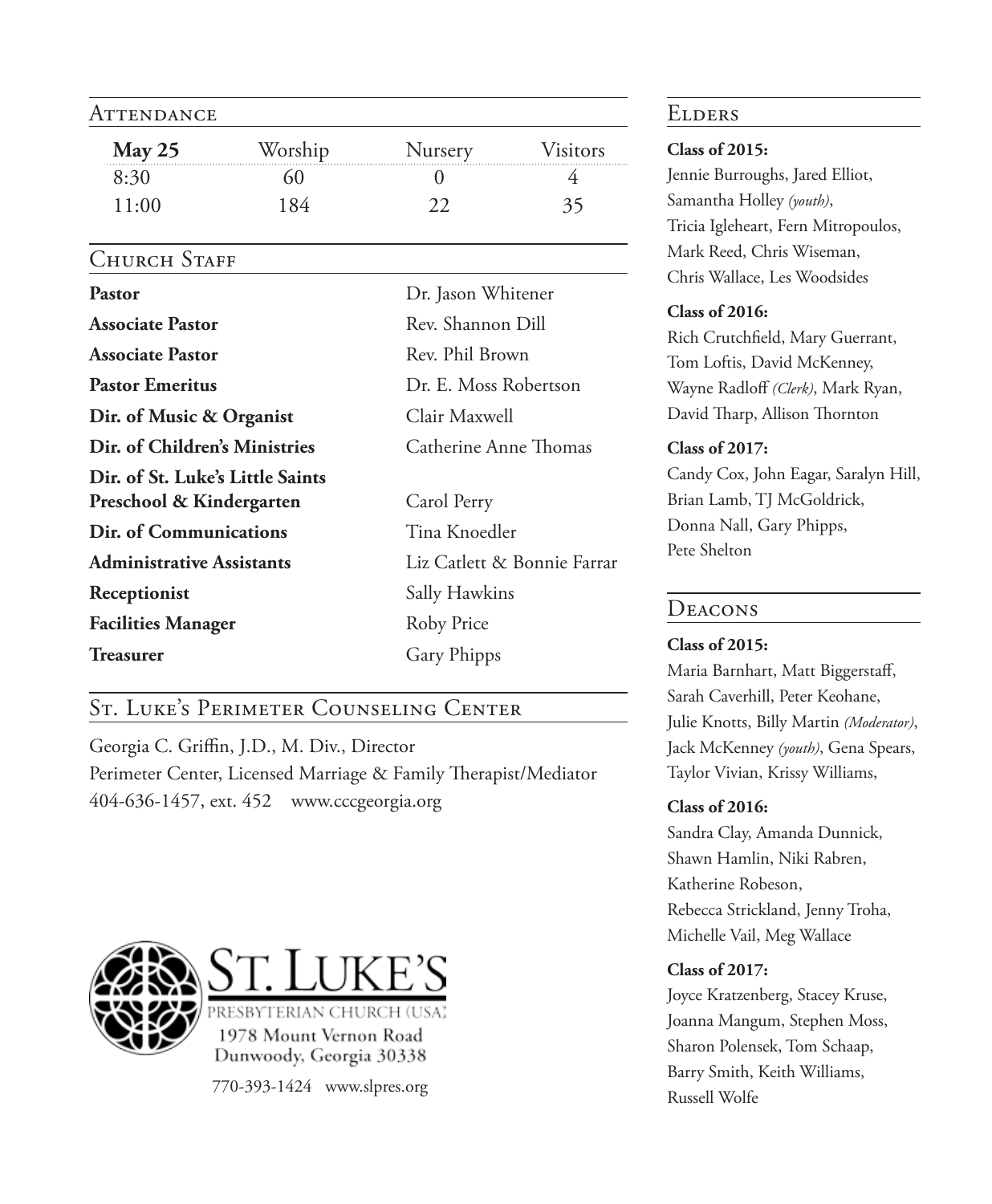## Attendance

| May 25 | Worship | Nursery | Visitors |
|---|---|---|---|
| 8:30 | 60 | 0 | 4 |
| 11:00 | 184 | 22 | 35 |

## Church Staff

| | |
|---|---|
| **Pastor** | Dr. Jason Whitener |
| **Associate Pastor** | Rev. Shannon Dill |
| **Associate Pastor** | Rev. Phil Brown |
| **Pastor Emeritus** | Dr. E. Moss Robertson |
| **Dir. of Music & Organist** | Clair Maxwell |
| **Dir. of Children's Ministries** | Catherine Anne Thomas |
| **Dir. of St. Luke's Little Saints Preschool & Kindergarten** | Carol Perry |
| **Dir. of Communications** | Tina Knoedler |
| **Administrative Assistants** | Liz Catlett & Bonnie Farrar |
| **Receptionist** | Sally Hawkins |
| **Facilities Manager** | Roby Price |
| **Treasurer** | Gary Phipps |

## St. Luke's Perimeter Counseling Center

Georgia C. Griffin, J.D., M. Div., Director
Perimeter Center, Licensed Marriage & Family Therapist/Mediator
404-636-1457, ext. 452 www.cccgeorgia.org

ST. LUKE'S
PRESBYTERIAN CHURCH (USA)
1978 Mount Vernon Road
Dunwoody, Georgia 30338

770-393-1424 www.slpres.org

## Elders

**Class of 2015:**
Jennie Burroughs, Jared Elliot, Samantha Holley *(youth)*, Tricia Igleheart, Fern Mitropoulos, Mark Reed, Chris Wiseman, Chris Wallace, Les Woodsides

**Class of 2016:**
Rich Crutchfield, Mary Guerrant, Tom Loftis, David McKenney, Wayne Radloff *(Clerk)*, Mark Ryan, David Tharp, Allison Thornton

**Class of 2017:**
Candy Cox, John Eagar, Saralyn Hill, Brian Lamb, TJ McGoldrick, Donna Nall, Gary Phipps, Pete Shelton

## Deacons

**Class of 2015:**
Maria Barnhart, Matt Biggerstaff, Sarah Caverhill, Peter Keohane, Julie Knotts, Billy Martin *(Moderator)*, Jack McKenney *(youth)*, Gena Spears, Taylor Vivian, Krissy Williams,

**Class of 2016:**
Sandra Clay, Amanda Dunnick, Shawn Hamlin, Niki Rabren, Katherine Robeson, Rebecca Strickland, Jenny Troha, Michelle Vail, Meg Wallace

**Class of 2017:**
Joyce Kratzenberg, Stacey Kruse, Joanna Mangum, Stephen Moss, Sharon Polensek, Tom Schaap, Barry Smith, Keith Williams, Russell Wolfe